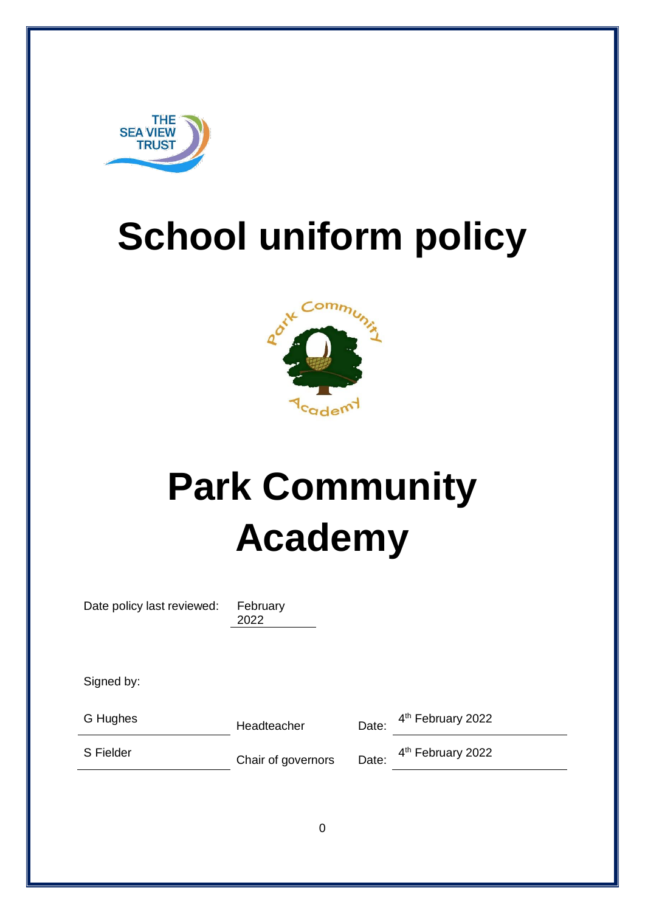# School uniform policy

# Park Community Academy

Date policy last reviewed: February 2022

Signed by:

| | | | |
|---|---|---|---|
| G Hughes | Headteacher | Date: | 4th February 2022 |
| S Fielder | Chair of governors | Date: | 4th February 2022 |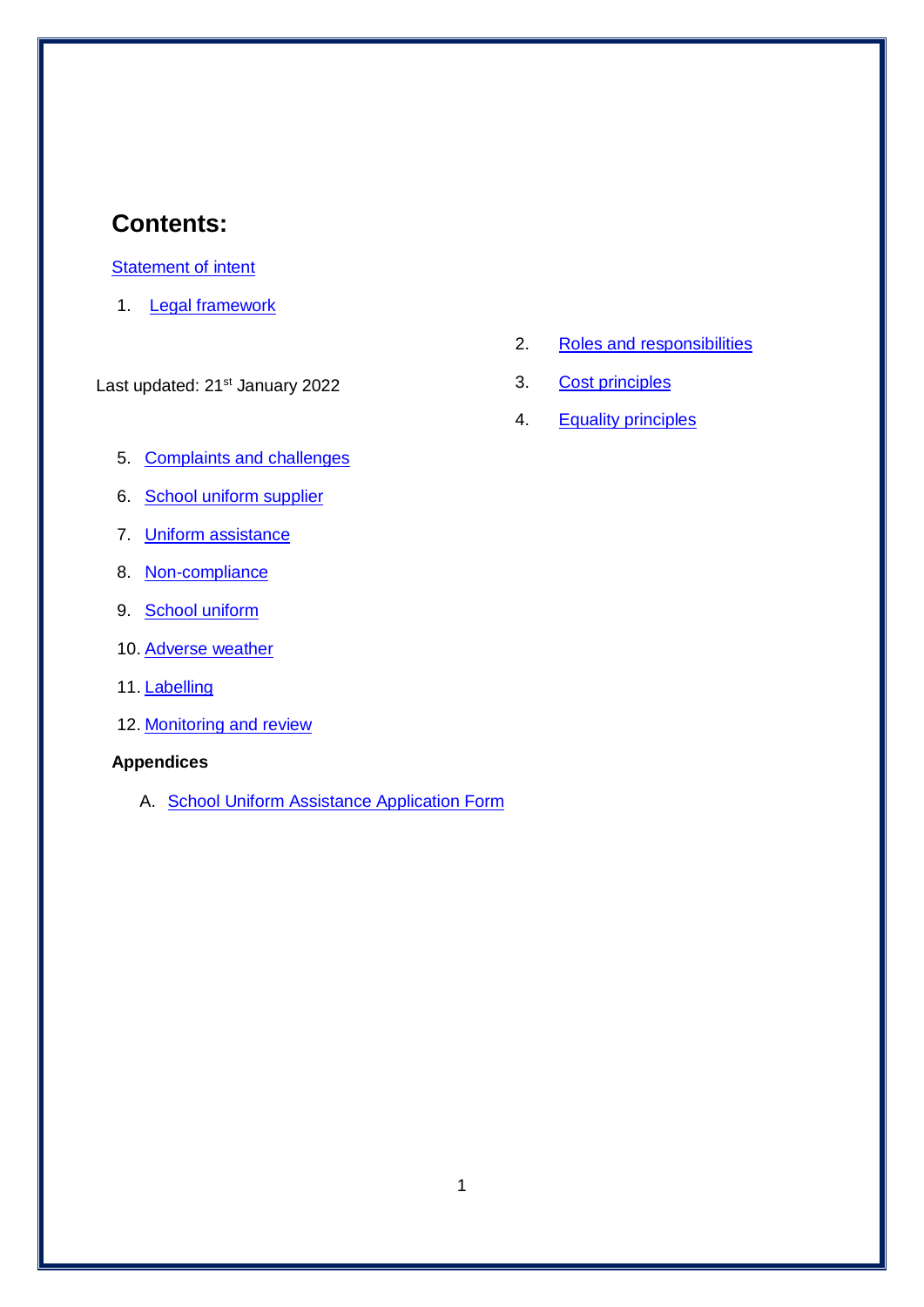## Contents:

Statement of intent

1. Legal framework
2. Roles and responsibilities
3. Cost principles
4. Equality principles
5. Complaints and challenges
6. School uniform supplier
7. Uniform assistance
8. Non-compliance
9. School uniform
10. Adverse weather
11. Labelling
12. Monitoring and review

**Appendices**

A. School Uniform Assistance Application Form

Last updated: 21st January 2022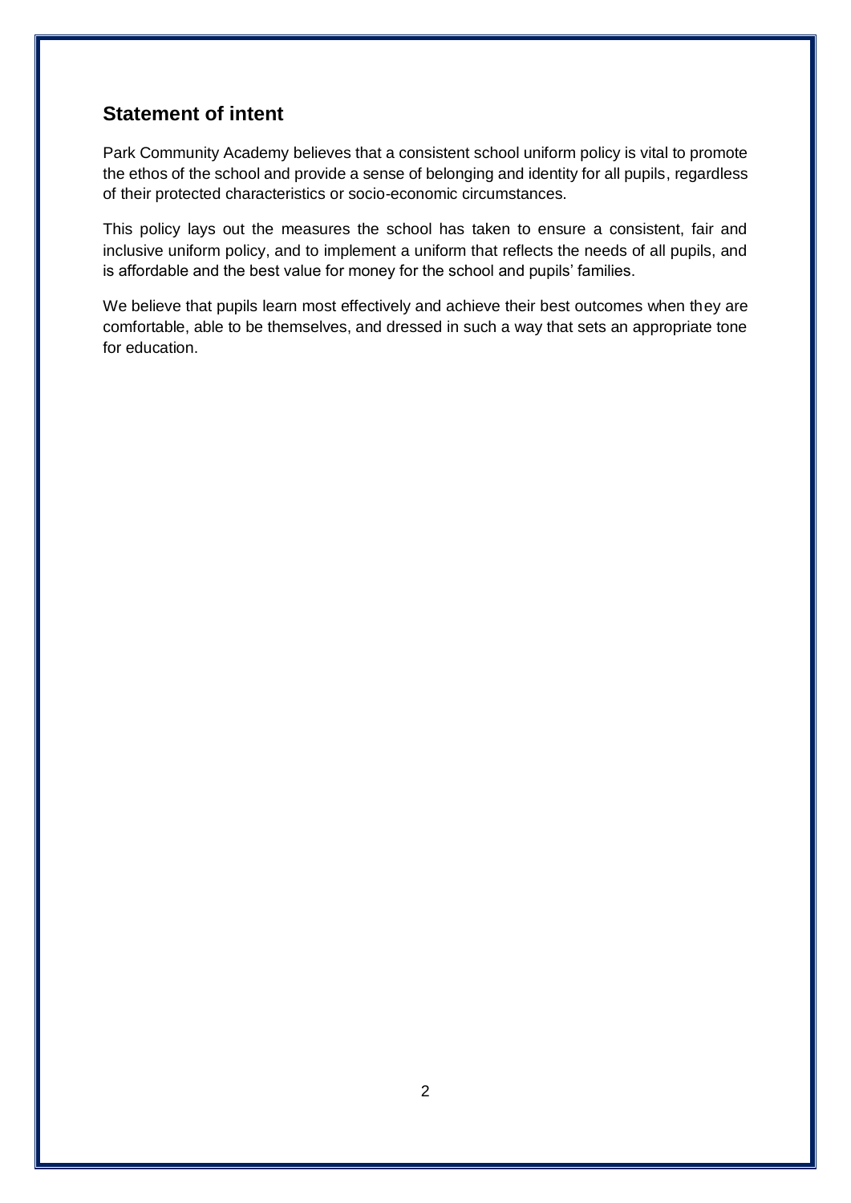## Statement of intent

Park Community Academy believes that a consistent school uniform policy is vital to promote the ethos of the school and provide a sense of belonging and identity for all pupils, regardless of their protected characteristics or socio-economic circumstances.

This policy lays out the measures the school has taken to ensure a consistent, fair and inclusive uniform policy, and to implement a uniform that reflects the needs of all pupils, and is affordable and the best value for money for the school and pupils' families.

We believe that pupils learn most effectively and achieve their best outcomes when they are comfortable, able to be themselves, and dressed in such a way that sets an appropriate tone for education.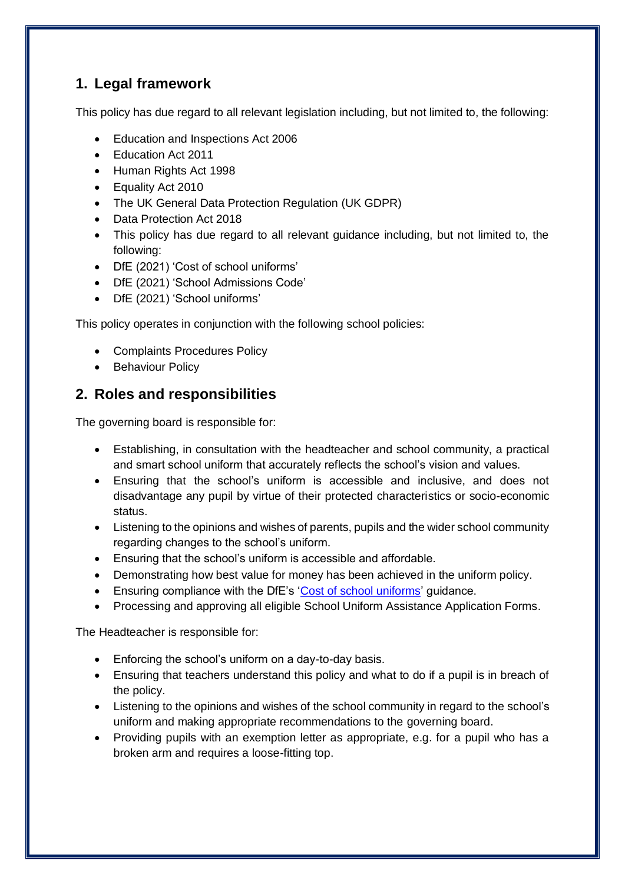## 1. Legal framework

This policy has due regard to all relevant legislation including, but not limited to, the following:

- Education and Inspections Act 2006
- Education Act 2011
- Human Rights Act 1998
- Equality Act 2010
- The UK General Data Protection Regulation (UK GDPR)
- Data Protection Act 2018
- This policy has due regard to all relevant guidance including, but not limited to, the following:
- DfE (2021) 'Cost of school uniforms'
- DfE (2021) 'School Admissions Code'
- DfE (2021) 'School uniforms'

This policy operates in conjunction with the following school policies:

- Complaints Procedures Policy
- Behaviour Policy

## 2. Roles and responsibilities

The governing board is responsible for:

- Establishing, in consultation with the headteacher and school community, a practical and smart school uniform that accurately reflects the school's vision and values.
- Ensuring that the school's uniform is accessible and inclusive, and does not disadvantage any pupil by virtue of their protected characteristics or socio-economic status.
- Listening to the opinions and wishes of parents, pupils and the wider school community regarding changes to the school's uniform.
- Ensuring that the school's uniform is accessible and affordable.
- Demonstrating how best value for money has been achieved in the uniform policy.
- Ensuring compliance with the DfE's 'Cost of school uniforms' guidance.
- Processing and approving all eligible School Uniform Assistance Application Forms.

The Headteacher is responsible for:

- Enforcing the school's uniform on a day-to-day basis.
- Ensuring that teachers understand this policy and what to do if a pupil is in breach of the policy.
- Listening to the opinions and wishes of the school community in regard to the school's uniform and making appropriate recommendations to the governing board.
- Providing pupils with an exemption letter as appropriate, e.g. for a pupil who has a broken arm and requires a loose-fitting top.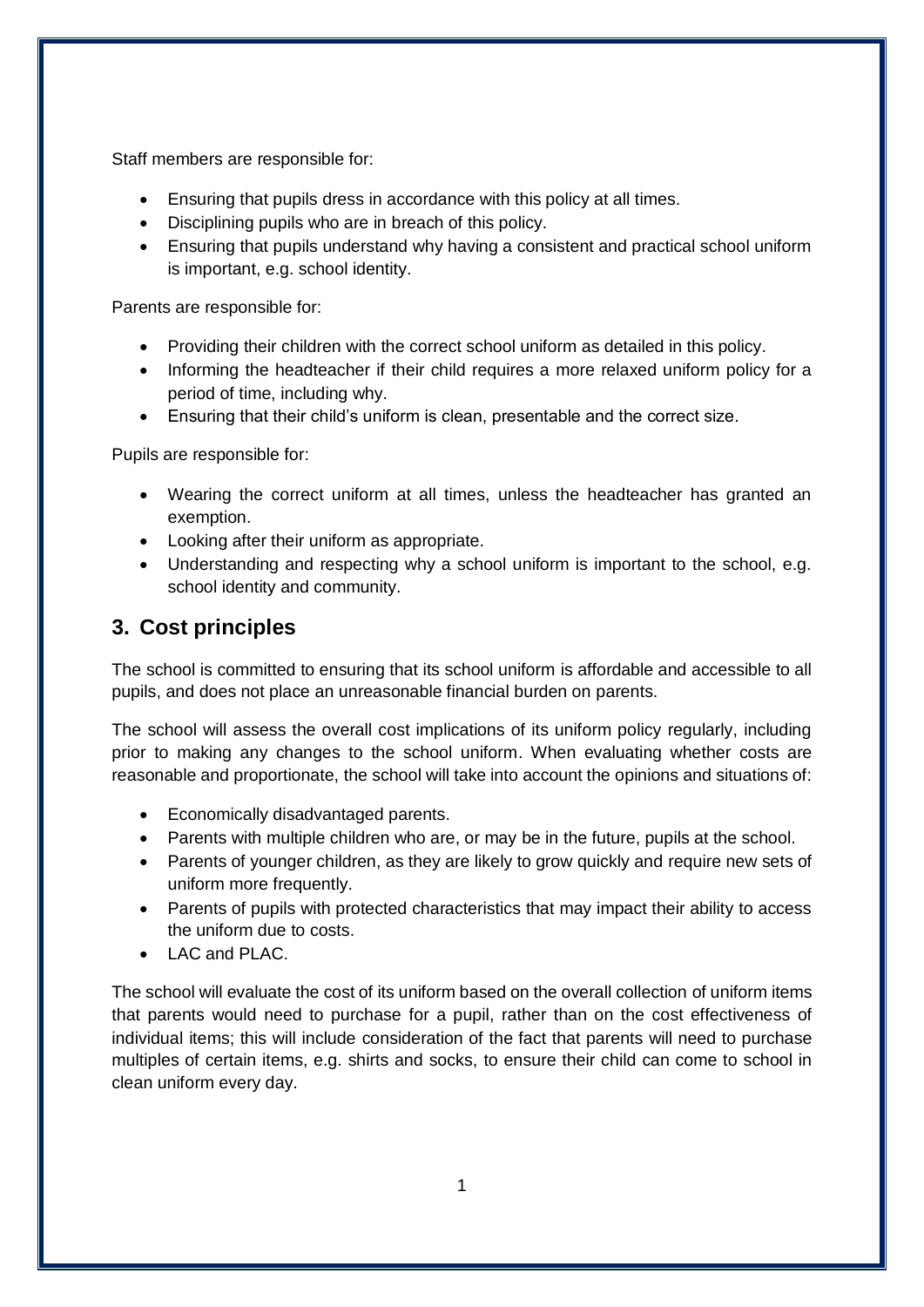Staff members are responsible for:

- Ensuring that pupils dress in accordance with this policy at all times.
- Disciplining pupils who are in breach of this policy.
- Ensuring that pupils understand why having a consistent and practical school uniform is important, e.g. school identity.

Parents are responsible for:

- Providing their children with the correct school uniform as detailed in this policy.
- Informing the headteacher if their child requires a more relaxed uniform policy for a period of time, including why.
- Ensuring that their child's uniform is clean, presentable and the correct size.

Pupils are responsible for:

- Wearing the correct uniform at all times, unless the headteacher has granted an exemption.
- Looking after their uniform as appropriate.
- Understanding and respecting why a school uniform is important to the school, e.g. school identity and community.

## 3. Cost principles

The school is committed to ensuring that its school uniform is affordable and accessible to all pupils, and does not place an unreasonable financial burden on parents.

The school will assess the overall cost implications of its uniform policy regularly, including prior to making any changes to the school uniform. When evaluating whether costs are reasonable and proportionate, the school will take into account the opinions and situations of:

- Economically disadvantaged parents.
- Parents with multiple children who are, or may be in the future, pupils at the school.
- Parents of younger children, as they are likely to grow quickly and require new sets of uniform more frequently.
- Parents of pupils with protected characteristics that may impact their ability to access the uniform due to costs.
- LAC and PLAC.

The school will evaluate the cost of its uniform based on the overall collection of uniform items that parents would need to purchase for a pupil, rather than on the cost effectiveness of individual items; this will include consideration of the fact that parents will need to purchase multiples of certain items, e.g. shirts and socks, to ensure their child can come to school in clean uniform every day.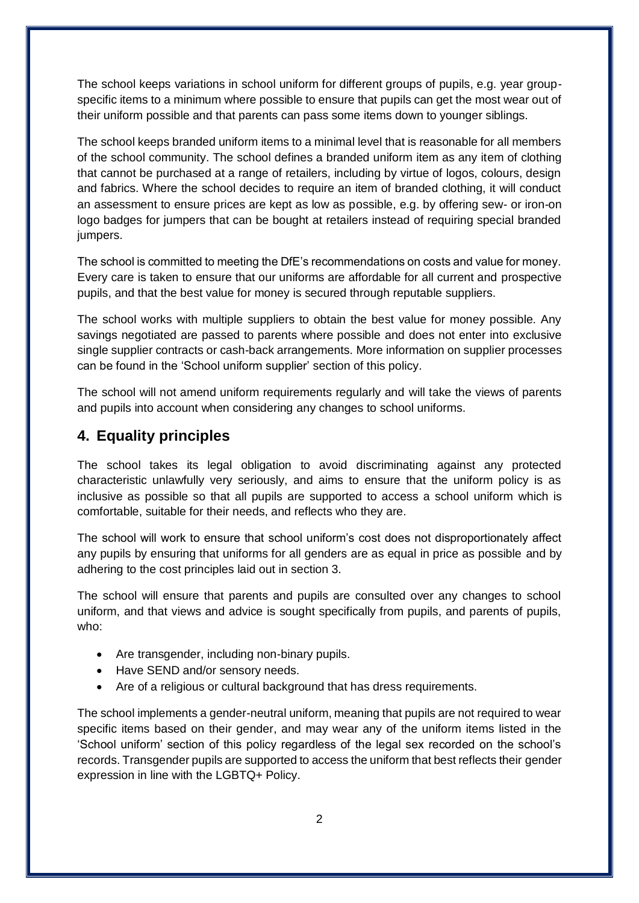The school keeps variations in school uniform for different groups of pupils, e.g. year group-specific items to a minimum where possible to ensure that pupils can get the most wear out of their uniform possible and that parents can pass some items down to younger siblings.

The school keeps branded uniform items to a minimal level that is reasonable for all members of the school community. The school defines a branded uniform item as any item of clothing that cannot be purchased at a range of retailers, including by virtue of logos, colours, design and fabrics. Where the school decides to require an item of branded clothing, it will conduct an assessment to ensure prices are kept as low as possible, e.g. by offering sew- or iron-on logo badges for jumpers that can be bought at retailers instead of requiring special branded jumpers.

The school is committed to meeting the DfE's recommendations on costs and value for money. Every care is taken to ensure that our uniforms are affordable for all current and prospective pupils, and that the best value for money is secured through reputable suppliers.

The school works with multiple suppliers to obtain the best value for money possible. Any savings negotiated are passed to parents where possible and does not enter into exclusive single supplier contracts or cash-back arrangements. More information on supplier processes can be found in the 'School uniform supplier' section of this policy.

The school will not amend uniform requirements regularly and will take the views of parents and pupils into account when considering any changes to school uniforms.

## 4. Equality principles

The school takes its legal obligation to avoid discriminating against any protected characteristic unlawfully very seriously, and aims to ensure that the uniform policy is as inclusive as possible so that all pupils are supported to access a school uniform which is comfortable, suitable for their needs, and reflects who they are.

The school will work to ensure that school uniform's cost does not disproportionately affect any pupils by ensuring that uniforms for all genders are as equal in price as possible and by adhering to the cost principles laid out in section 3.

The school will ensure that parents and pupils are consulted over any changes to school uniform, and that views and advice is sought specifically from pupils, and parents of pupils, who:

- Are transgender, including non-binary pupils.
- Have SEND and/or sensory needs.
- Are of a religious or cultural background that has dress requirements.

The school implements a gender-neutral uniform, meaning that pupils are not required to wear specific items based on their gender, and may wear any of the uniform items listed in the 'School uniform' section of this policy regardless of the legal sex recorded on the school's records. Transgender pupils are supported to access the uniform that best reflects their gender expression in line with the LGBTQ+ Policy.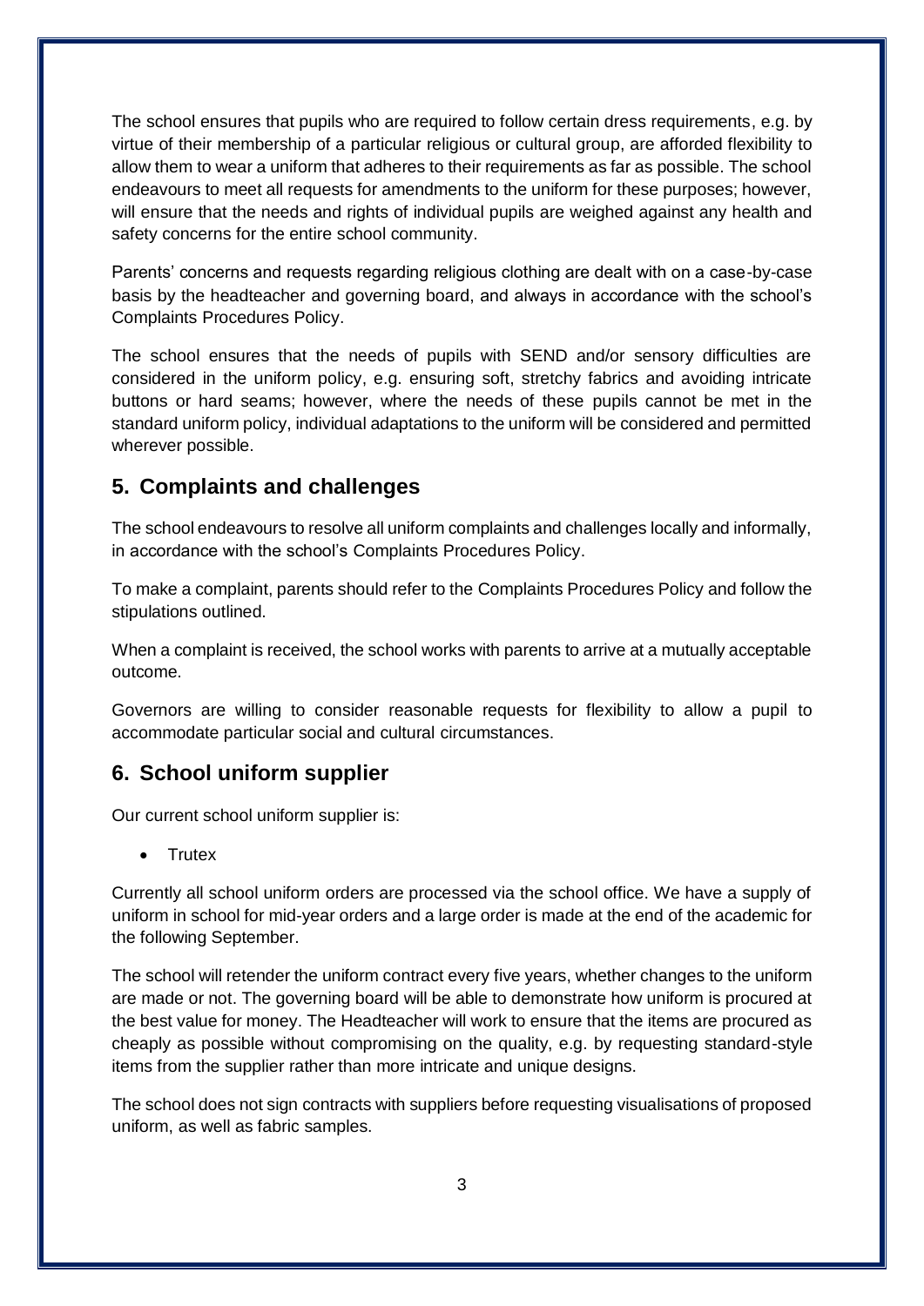The school ensures that pupils who are required to follow certain dress requirements, e.g. by virtue of their membership of a particular religious or cultural group, are afforded flexibility to allow them to wear a uniform that adheres to their requirements as far as possible. The school endeavours to meet all requests for amendments to the uniform for these purposes; however, will ensure that the needs and rights of individual pupils are weighed against any health and safety concerns for the entire school community.

Parents' concerns and requests regarding religious clothing are dealt with on a case-by-case basis by the headteacher and governing board, and always in accordance with the school's Complaints Procedures Policy.

The school ensures that the needs of pupils with SEND and/or sensory difficulties are considered in the uniform policy, e.g. ensuring soft, stretchy fabrics and avoiding intricate buttons or hard seams; however, where the needs of these pupils cannot be met in the standard uniform policy, individual adaptations to the uniform will be considered and permitted wherever possible.

## 5. Complaints and challenges

The school endeavours to resolve all uniform complaints and challenges locally and informally, in accordance with the school's Complaints Procedures Policy.

To make a complaint, parents should refer to the Complaints Procedures Policy and follow the stipulations outlined.

When a complaint is received, the school works with parents to arrive at a mutually acceptable outcome.

Governors are willing to consider reasonable requests for flexibility to allow a pupil to accommodate particular social and cultural circumstances.

## 6. School uniform supplier

Our current school uniform supplier is:

- Trutex

Currently all school uniform orders are processed via the school office. We have a supply of uniform in school for mid-year orders and a large order is made at the end of the academic for the following September.

The school will retender the uniform contract every five years, whether changes to the uniform are made or not. The governing board will be able to demonstrate how uniform is procured at the best value for money. The Headteacher will work to ensure that the items are procured as cheaply as possible without compromising on the quality, e.g. by requesting standard-style items from the supplier rather than more intricate and unique designs.

The school does not sign contracts with suppliers before requesting visualisations of proposed uniform, as well as fabric samples.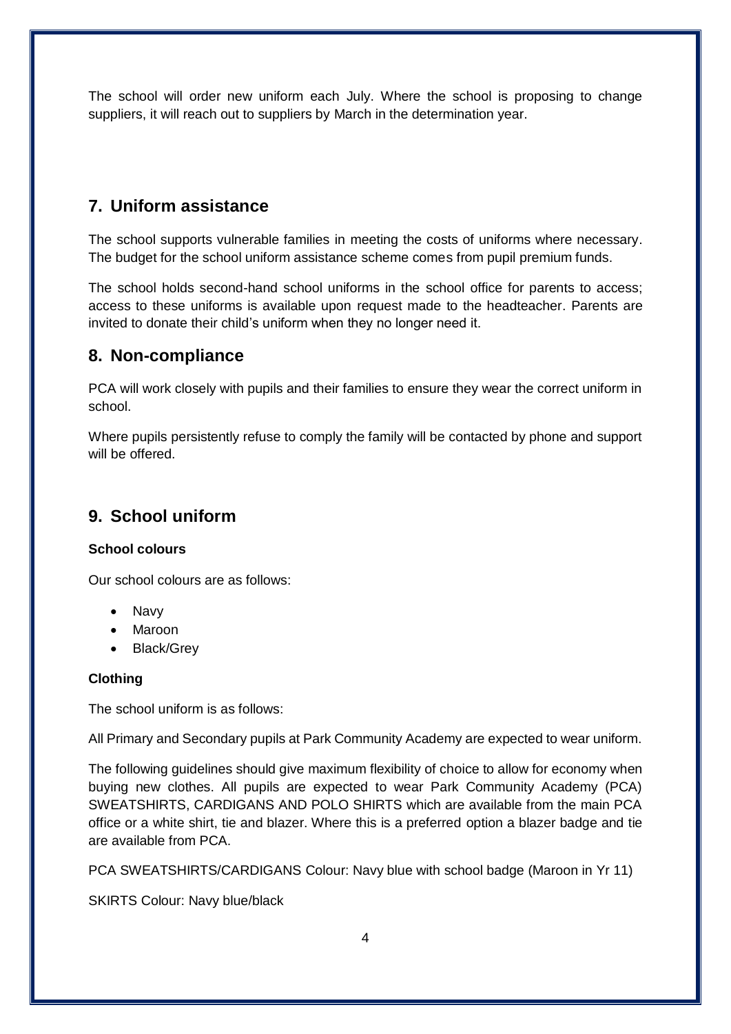The school will order new uniform each July. Where the school is proposing to change suppliers, it will reach out to suppliers by March in the determination year.

## 7. Uniform assistance

The school supports vulnerable families in meeting the costs of uniforms where necessary. The budget for the school uniform assistance scheme comes from pupil premium funds.

The school holds second-hand school uniforms in the school office for parents to access; access to these uniforms is available upon request made to the headteacher. Parents are invited to donate their child's uniform when they no longer need it.

## 8. Non-compliance

PCA will work closely with pupils and their families to ensure they wear the correct uniform in school.

Where pupils persistently refuse to comply the family will be contacted by phone and support will be offered.

## 9. School uniform

**School colours**

Our school colours are as follows:

- Navy
- Maroon
- Black/Grey

**Clothing**

The school uniform is as follows:

All Primary and Secondary pupils at Park Community Academy are expected to wear uniform.

The following guidelines should give maximum flexibility of choice to allow for economy when buying new clothes. All pupils are expected to wear Park Community Academy (PCA) SWEATSHIRTS, CARDIGANS AND POLO SHIRTS which are available from the main PCA office or a white shirt, tie and blazer. Where this is a preferred option a blazer badge and tie are available from PCA.

PCA SWEATSHIRTS/CARDIGANS Colour: Navy blue with school badge (Maroon in Yr 11)

SKIRTS Colour: Navy blue/black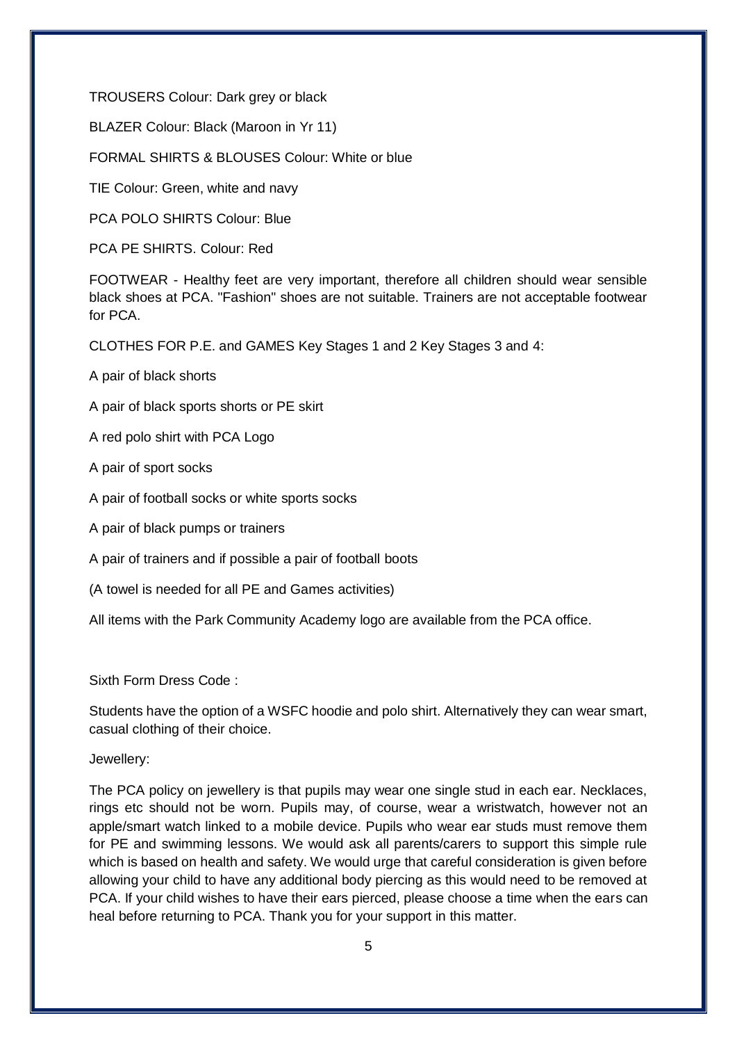TROUSERS Colour: Dark grey or black

BLAZER Colour: Black (Maroon in Yr 11)

FORMAL SHIRTS & BLOUSES Colour: White or blue

TIE Colour: Green, white and navy

PCA POLO SHIRTS Colour: Blue

PCA PE SHIRTS. Colour: Red

FOOTWEAR - Healthy feet are very important, therefore all children should wear sensible black shoes at PCA. "Fashion" shoes are not suitable. Trainers are not acceptable footwear for PCA.

CLOTHES FOR P.E. and GAMES Key Stages 1 and 2 Key Stages 3 and 4:

A pair of black shorts

A pair of black sports shorts or PE skirt

A red polo shirt with PCA Logo

A pair of sport socks

A pair of football socks or white sports socks

A pair of black pumps or trainers

A pair of trainers and if possible a pair of football boots

(A towel is needed for all PE and Games activities)

All items with the Park Community Academy logo are available from the PCA office.

Sixth Form Dress Code :

Students have the option of a WSFC hoodie and polo shirt. Alternatively they can wear smart, casual clothing of their choice.

Jewellery:

The PCA policy on jewellery is that pupils may wear one single stud in each ear. Necklaces, rings etc should not be worn. Pupils may, of course, wear a wristwatch, however not an apple/smart watch linked to a mobile device. Pupils who wear ear studs must remove them for PE and swimming lessons. We would ask all parents/carers to support this simple rule which is based on health and safety. We would urge that careful consideration is given before allowing your child to have any additional body piercing as this would need to be removed at PCA. If your child wishes to have their ears pierced, please choose a time when the ears can heal before returning to PCA. Thank you for your support in this matter.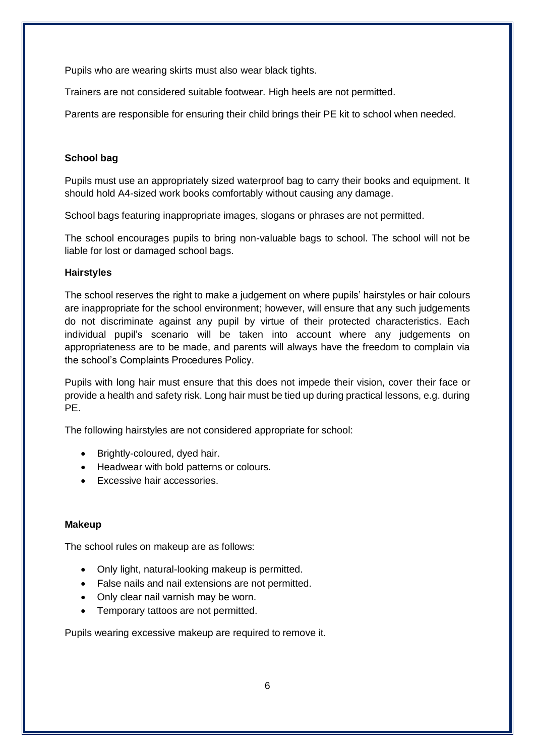Pupils who are wearing skirts must also wear black tights.

Trainers are not considered suitable footwear. High heels are not permitted.

Parents are responsible for ensuring their child brings their PE kit to school when needed.

**School bag**

Pupils must use an appropriately sized waterproof bag to carry their books and equipment. It should hold A4-sized work books comfortably without causing any damage.

School bags featuring inappropriate images, slogans or phrases are not permitted.

The school encourages pupils to bring non-valuable bags to school. The school will not be liable for lost or damaged school bags.

**Hairstyles**

The school reserves the right to make a judgement on where pupils' hairstyles or hair colours are inappropriate for the school environment; however, will ensure that any such judgements do not discriminate against any pupil by virtue of their protected characteristics. Each individual pupil's scenario will be taken into account where any judgements on appropriateness are to be made, and parents will always have the freedom to complain via the school's Complaints Procedures Policy.

Pupils with long hair must ensure that this does not impede their vision, cover their face or provide a health and safety risk. Long hair must be tied up during practical lessons, e.g. during PE.

The following hairstyles are not considered appropriate for school:

- Brightly-coloured, dyed hair.
- Headwear with bold patterns or colours.
- Excessive hair accessories.

**Makeup**

The school rules on makeup are as follows:

- Only light, natural-looking makeup is permitted.
- False nails and nail extensions are not permitted.
- Only clear nail varnish may be worn.
- Temporary tattoos are not permitted.

Pupils wearing excessive makeup are required to remove it.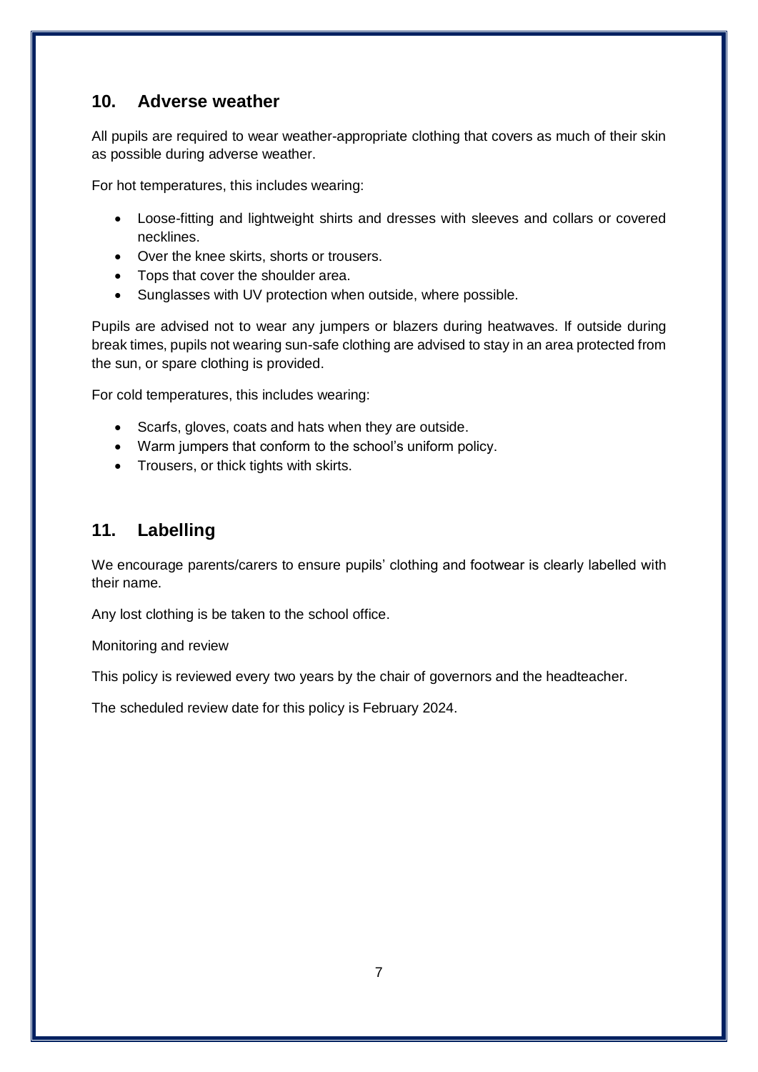## 10. Adverse weather

All pupils are required to wear weather-appropriate clothing that covers as much of their skin as possible during adverse weather.

For hot temperatures, this includes wearing:

- Loose-fitting and lightweight shirts and dresses with sleeves and collars or covered necklines.
- Over the knee skirts, shorts or trousers.
- Tops that cover the shoulder area.
- Sunglasses with UV protection when outside, where possible.

Pupils are advised not to wear any jumpers or blazers during heatwaves. If outside during break times, pupils not wearing sun-safe clothing are advised to stay in an area protected from the sun, or spare clothing is provided.

For cold temperatures, this includes wearing:

- Scarfs, gloves, coats and hats when they are outside.
- Warm jumpers that conform to the school's uniform policy.
- Trousers, or thick tights with skirts.

## 11. Labelling

We encourage parents/carers to ensure pupils' clothing and footwear is clearly labelled with their name.

Any lost clothing is be taken to the school office.

Monitoring and review

This policy is reviewed every two years by the chair of governors and the headteacher.

The scheduled review date for this policy is February 2024.